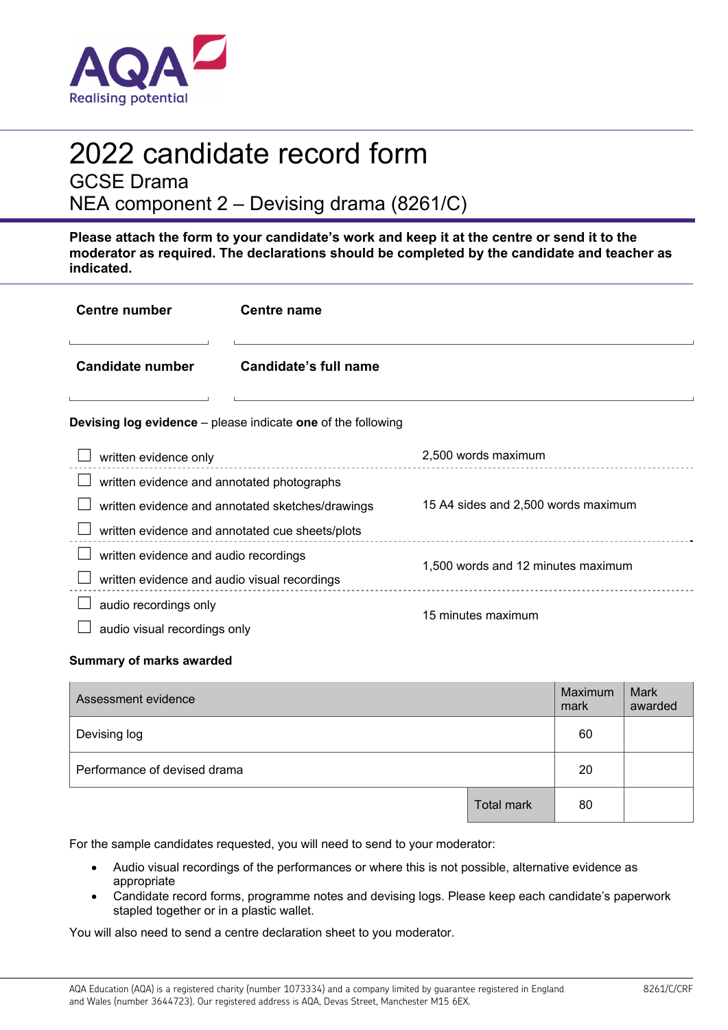# 2022 candidate record form

## GCSE Drama

## NEA component 2 – Devising drama (8261/C)

**Please attach the form to your candidate's work and keep it at the centre or send it to the moderator as required. The declarations should be completed by the candidate and teacher as indicated.**

**Centre number** ____________ **Centre name** ____________________________

**Candidate number** ____________ **Candidate's full name** ____________________________

**Devising log evidence** – please indicate **one** of the following

| | |
|---|---|
| ☐ written evidence only | 2,500 words maximum |
| ☐ written evidence and annotated photographs<br>☐ written evidence and annotated sketches/drawings<br>☐ written evidence and annotated cue sheets/plots | 15 A4 sides and 2,500 words maximum |
| ☐ written evidence and audio recordings<br>☐ written evidence and audio visual recordings | 1,500 words and 12 minutes maximum |
| ☐ audio recordings only<br>☐ audio visual recordings only | 15 minutes maximum |

**Summary of marks awarded**

| Assessment evidence | | Maximum mark | Mark awarded |
|---|---|---|---|
| Devising log | | 60 | |
| Performance of devised drama | | 20 | |
| | Total mark | 80 | |

For the sample candidates requested, you will need to send to your moderator:

- Audio visual recordings of the performances or where this is not possible, alternative evidence as appropriate
- Candidate record forms, programme notes and devising logs. Please keep each candidate's paperwork stapled together or in a plastic wallet.

You will also need to send a centre declaration sheet to you moderator.

AQA Education (AQA) is a registered charity (number 1073334) and a company limited by guarantee registered in England and Wales (number 3644723). Our registered address is AQA, Devas Street, Manchester M15 6EX.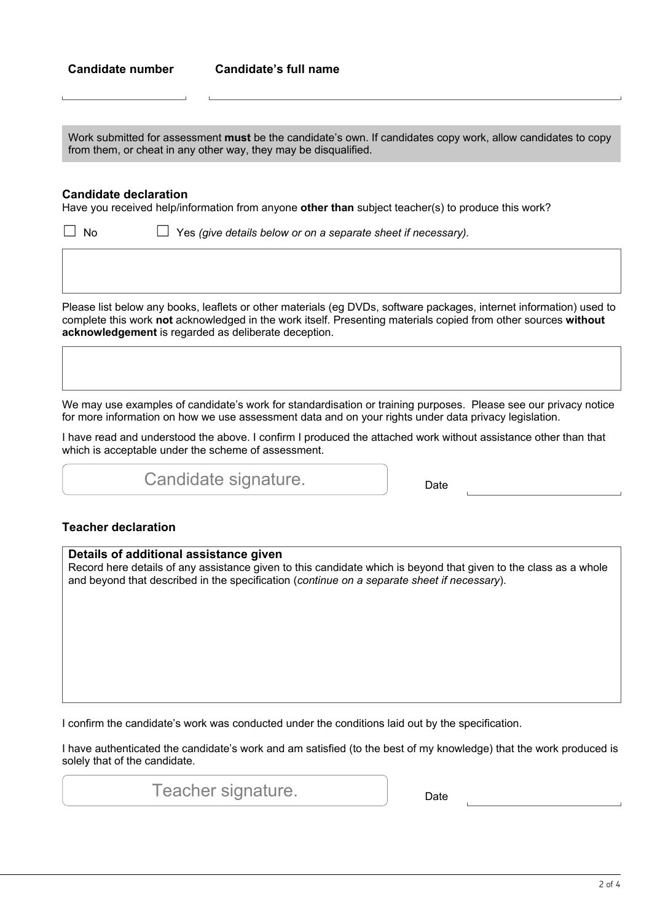**Candidate number** **Candidate's full name**

Work submitted for assessment **must** be the candidate's own. If candidates copy work, allow candidates to copy from them, or cheat in any other way, they may be disqualified.

**Candidate declaration**

Have you received help/information from anyone **other than** subject teacher(s) to produce this work?

☐ No ☐ Yes *(give details below or on a separate sheet if necessary).*

Please list below any books, leaflets or other materials (eg DVDs, software packages, internet information) used to complete this work **not** acknowledged in the work itself. Presenting materials copied from other sources **without acknowledgement** is regarded as deliberate deception.

We may use examples of candidate's work for standardisation or training purposes. Please see our privacy notice for more information on how we use assessment data and on your rights under data privacy legislation.

I have read and understood the above. I confirm I produced the attached work without assistance other than that which is acceptable under the scheme of assessment.

Candidate signature. Date

**Teacher declaration**

**Details of additional assistance given**

Record here details of any assistance given to this candidate which is beyond that given to the class as a whole and beyond that described in the specification (*continue on a separate sheet if necessary*).

I confirm the candidate's work was conducted under the conditions laid out by the specification.

I have authenticated the candidate's work and am satisfied (to the best of my knowledge) that the work produced is solely that of the candidate.

Teacher signature. Date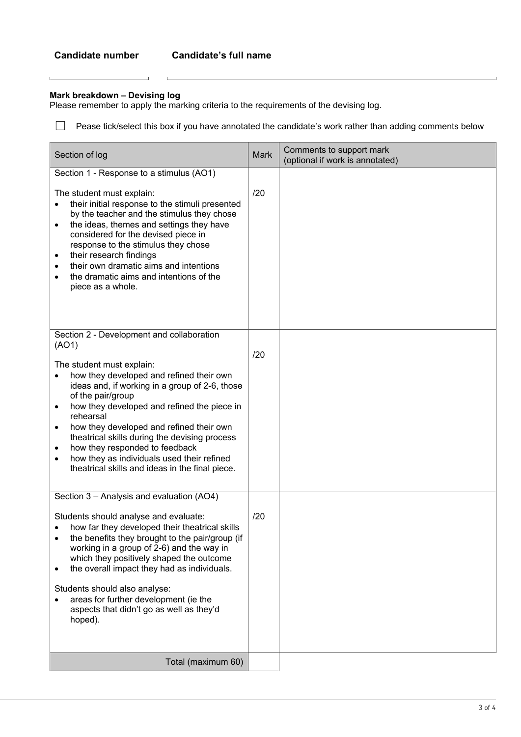**Candidate number** **Candidate's full name**

**Mark breakdown – Devising log**

Please remember to apply the marking criteria to the requirements of the devising log.

☐ Pease tick/select this box if you have annotated the candidate's work rather than adding comments below

| Section of log | Mark | Comments to support mark (optional if work is annotated) |
|---|---|---|
| Section 1 - Response to a stimulus (AO1)<br><br>The student must explain:<br>• their initial response to the stimuli presented by the teacher and the stimulus they chose<br>• the ideas, themes and settings they have considered for the devised piece in response to the stimulus they chose<br>• their research findings<br>• their own dramatic aims and intentions<br>• the dramatic aims and intentions of the piece as a whole. | /20 | |
| Section 2 - Development and collaboration (AO1)<br><br>The student must explain:<br>• how they developed and refined their own ideas and, if working in a group of 2-6, those of the pair/group<br>• how they developed and refined the piece in rehearsal<br>• how they developed and refined their own theatrical skills during the devising process<br>• how they responded to feedback<br>• how they as individuals used their refined theatrical skills and ideas in the final piece. | /20 | |
| Section 3 – Analysis and evaluation (AO4)<br><br>Students should analyse and evaluate:<br>• how far they developed their theatrical skills<br>• the benefits they brought to the pair/group (if working in a group of 2-6) and the way in which they positively shaped the outcome<br>• the overall impact they had as individuals.<br><br>Students should also analyse:<br>• areas for further development (ie the aspects that didn't go as well as they'd hoped). | /20 | |
| Total (maximum 60) | | |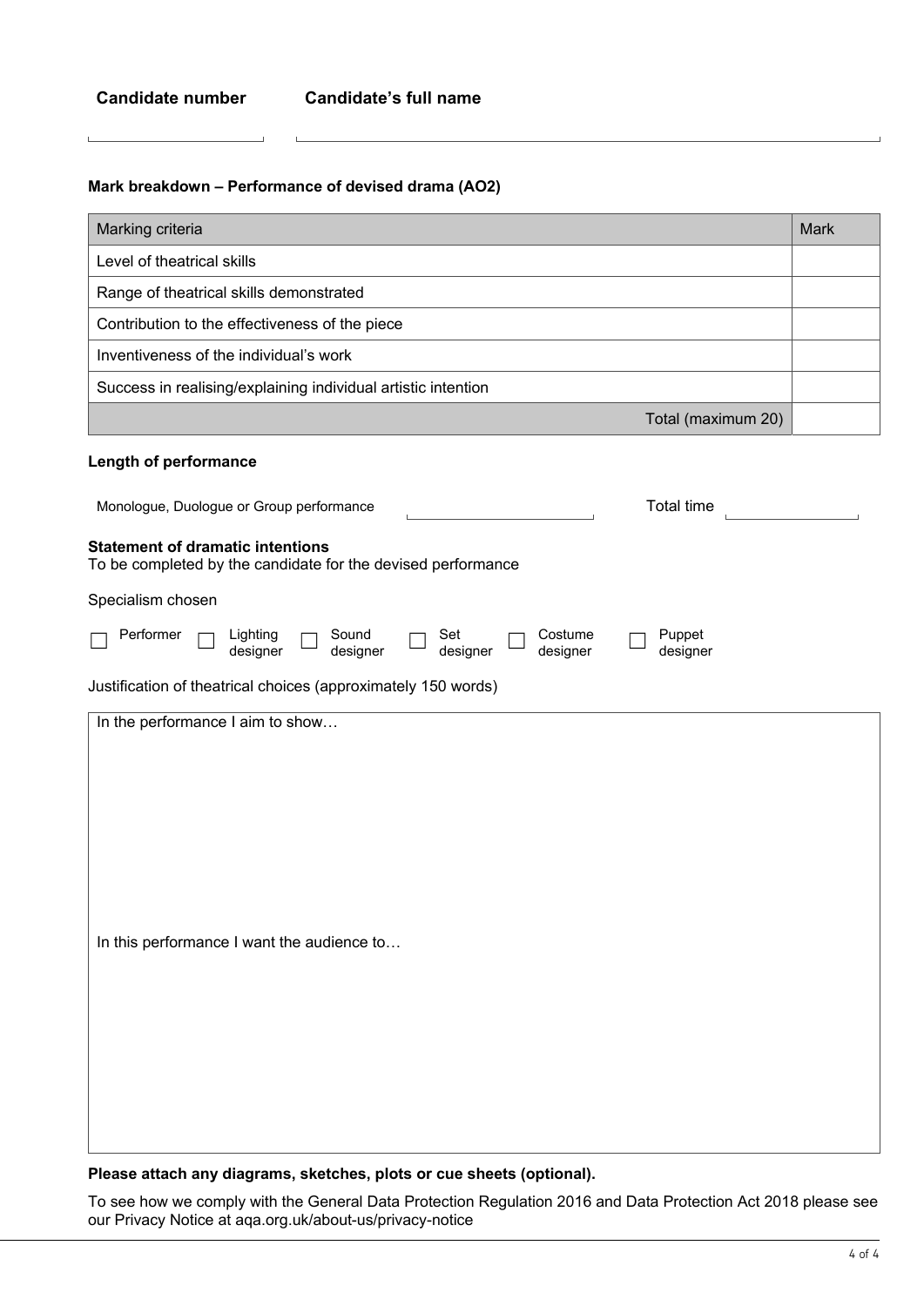**Candidate number** &nbsp;&nbsp;&nbsp;&nbsp; **Candidate's full name**

**Mark breakdown – Performance of devised drama (AO2)**

| Marking criteria | Mark |
| --- | --- |
| Level of theatrical skills | |
| Range of theatrical skills demonstrated | |
| Contribution to the effectiveness of the piece | |
| Inventiveness of the individual's work | |
| Success in realising/explaining individual artistic intention | |
| Total (maximum 20) | |

**Length of performance**

Monologue, Duologue or Group performance ____________ Total time ____________

**Statement of dramatic intentions**
To be completed by the candidate for the devised performance

Specialism chosen

☐ Performer ☐ Lighting designer ☐ Sound designer ☐ Set designer ☐ Costume designer ☐ Puppet designer

Justification of theatrical choices (approximately 150 words)

In the performance I aim to show…

In this performance I want the audience to…

**Please attach any diagrams, sketches, plots or cue sheets (optional).**

To see how we comply with the General Data Protection Regulation 2016 and Data Protection Act 2018 please see our Privacy Notice at aqa.org.uk/about-us/privacy-notice